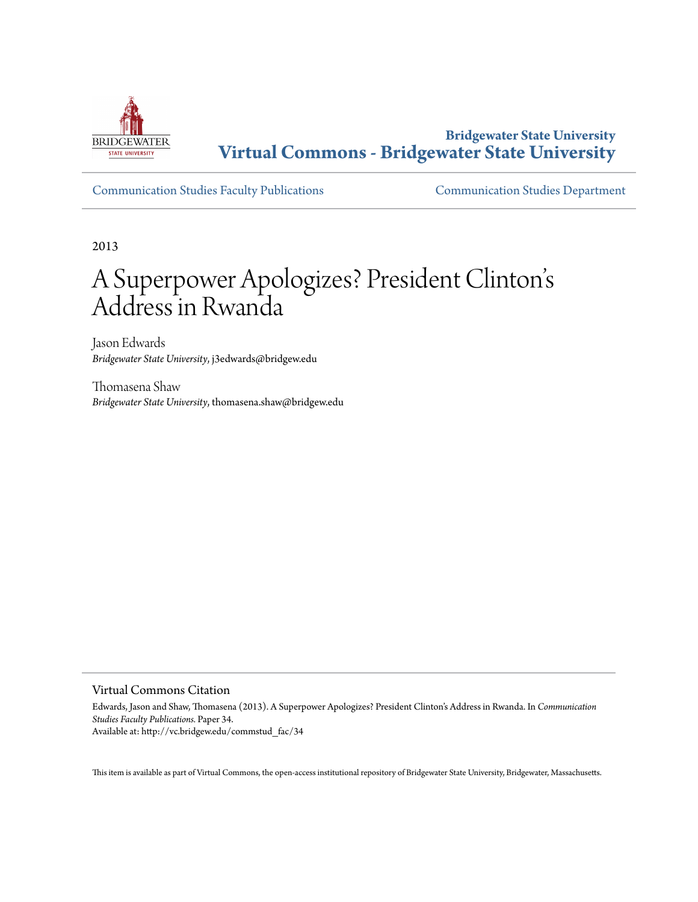Bridgewater State University
**Virtual Commons - Bridgewater State University**

Communication Studies Faculty Publications

Communication Studies Department

2013

# A Superpower Apologizes? President Clinton's Address in Rwanda

Jason Edwards
*Bridgewater State University*, j3edwards@bridgew.edu

Thomasena Shaw
*Bridgewater State University*, thomasena.shaw@bridgew.edu

## Virtual Commons Citation

Edwards, Jason and Shaw, Thomasena (2013). A Superpower Apologizes? President Clinton's Address in Rwanda. In *Communication Studies Faculty Publications.* Paper 34.
Available at: http://vc.bridgew.edu/commstud_fac/34

This item is available as part of Virtual Commons, the open-access institutional repository of Bridgewater State University, Bridgewater, Massachusetts.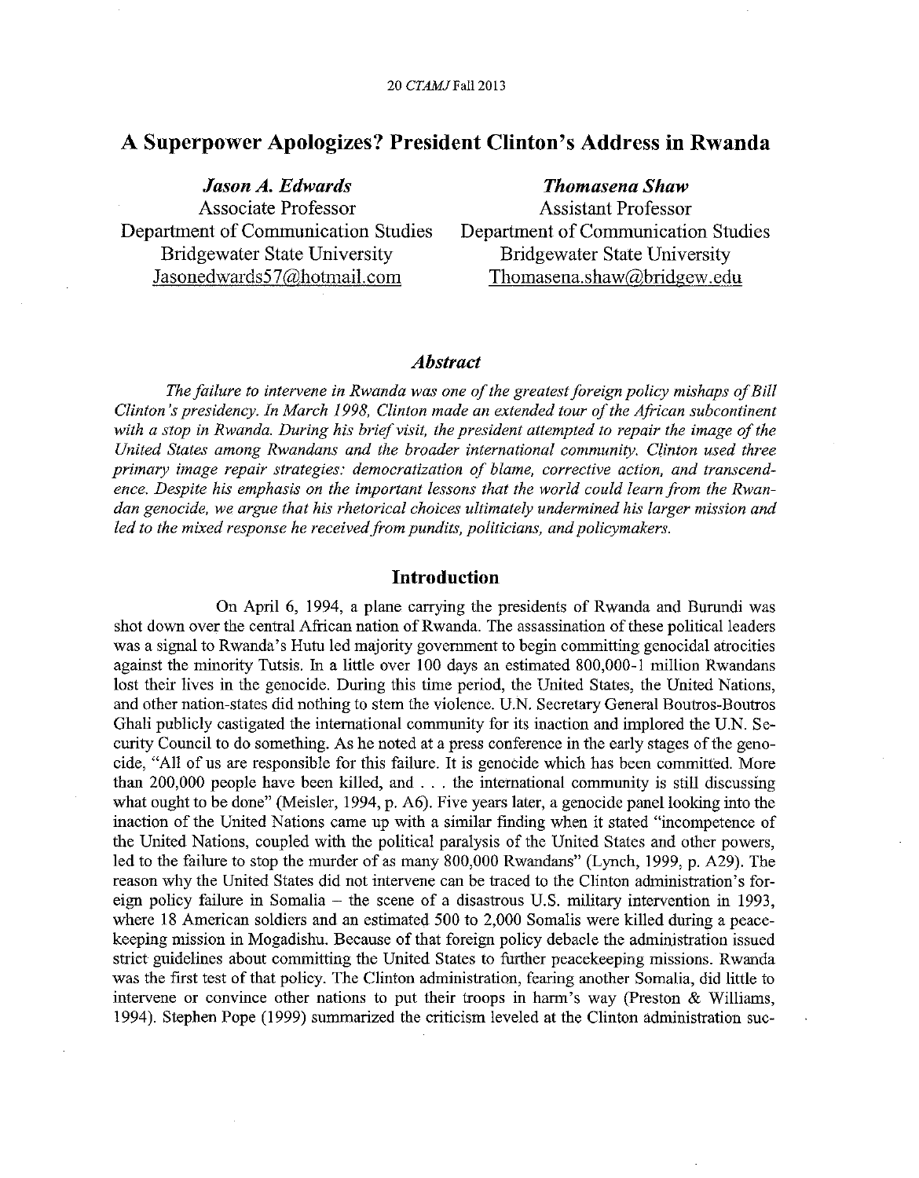# A Superpower Apologizes? President Clinton's Address in Rwanda

***Jason A. Edwards***
Associate Professor
Department of Communication Studies
Bridgewater State University
Jasonedwards57@hotmail.com

***Thomasena Shaw***
Assistant Professor
Department of Communication Studies
Bridgewater State University
Thomasena.shaw@bridgew.edu

## *Abstract*

*The failure to intervene in Rwanda was one of the greatest foreign policy mishaps of Bill Clinton's presidency. In March 1998, Clinton made an extended tour of the African subcontinent with a stop in Rwanda. During his brief visit, the president attempted to repair the image of the United States among Rwandans and the broader international community. Clinton used three primary image repair strategies: democratization of blame, corrective action, and transcendence. Despite his emphasis on the important lessons that the world could learn from the Rwandan genocide, we argue that his rhetorical choices ultimately undermined his larger mission and led to the mixed response he received from pundits, politicians, and policymakers.*

## Introduction

On April 6, 1994, a plane carrying the presidents of Rwanda and Burundi was shot down over the central African nation of Rwanda. The assassination of these political leaders was a signal to Rwanda's Hutu led majority government to begin committing genocidal atrocities against the minority Tutsis. In a little over 100 days an estimated 800,000-1 million Rwandans lost their lives in the genocide. During this time period, the United States, the United Nations, and other nation-states did nothing to stem the violence. U.N. Secretary General Boutros-Boutros Ghali publicly castigated the international community for its inaction and implored the U.N. Security Council to do something. As he noted at a press conference in the early stages of the genocide, "All of us are responsible for this failure. It is genocide which has been committed. More than 200,000 people have been killed, and . . . the international community is still discussing what ought to be done" (Meisler, 1994, p. A6). Five years later, a genocide panel looking into the inaction of the United Nations came up with a similar finding when it stated "incompetence of the United Nations, coupled with the political paralysis of the United States and other powers, led to the failure to stop the murder of as many 800,000 Rwandans" (Lynch, 1999, p. A29). The reason why the United States did not intervene can be traced to the Clinton administration's foreign policy failure in Somalia – the scene of a disastrous U.S. military intervention in 1993, where 18 American soldiers and an estimated 500 to 2,000 Somalis were killed during a peacekeeping mission in Mogadishu. Because of that foreign policy debacle the administration issued strict guidelines about committing the United States to further peacekeeping missions. Rwanda was the first test of that policy. The Clinton administration, fearing another Somalia, did little to intervene or convince other nations to put their troops in harm's way (Preston & Williams, 1994). Stephen Pope (1999) summarized the criticism leveled at the Clinton administration suc-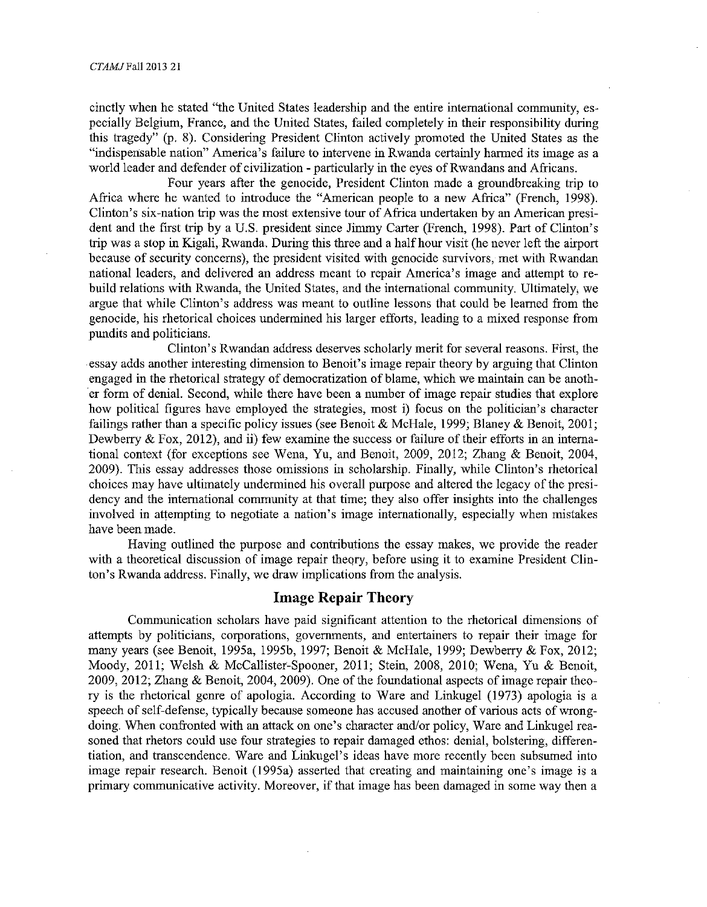cinctly when he stated "the United States leadership and the entire international community, especially Belgium, France, and the United States, failed completely in their responsibility during this tragedy" (p. 8). Considering President Clinton actively promoted the United States as the "indispensable nation" America's failure to intervene in Rwanda certainly harmed its image as a world leader and defender of civilization - particularly in the eyes of Rwandans and Africans.

Four years after the genocide, President Clinton made a groundbreaking trip to Africa where he wanted to introduce the "American people to a new Africa" (French, 1998). Clinton's six-nation trip was the most extensive tour of Africa undertaken by an American president and the first trip by a U.S. president since Jimmy Carter (French, 1998). Part of Clinton's trip was a stop in Kigali, Rwanda. During this three and a half hour visit (he never left the airport because of security concerns), the president visited with genocide survivors, met with Rwandan national leaders, and delivered an address meant to repair America's image and attempt to rebuild relations with Rwanda, the United States, and the international community. Ultimately, we argue that while Clinton's address was meant to outline lessons that could be learned from the genocide, his rhetorical choices undermined his larger efforts, leading to a mixed response from pundits and politicians.

Clinton's Rwandan address deserves scholarly merit for several reasons. First, the essay adds another interesting dimension to Benoit's image repair theory by arguing that Clinton engaged in the rhetorical strategy of democratization of blame, which we maintain can be another form of denial. Second, while there have been a number of image repair studies that explore how political figures have employed the strategies, most i) focus on the politician's character failings rather than a specific policy issues (see Benoit & McHale, 1999; Blaney & Benoit, 2001; Dewberry & Fox, 2012), and ii) few examine the success or failure of their efforts in an international context (for exceptions see Wena, Yu, and Benoit, 2009, 2012; Zhang & Benoit, 2004, 2009). This essay addresses those omissions in scholarship. Finally, while Clinton's rhetorical choices may have ultimately undermined his overall purpose and altered the legacy of the presidency and the international community at that time; they also offer insights into the challenges involved in attempting to negotiate a nation's image internationally, especially when mistakes have been made.

Having outlined the purpose and contributions the essay makes, we provide the reader with a theoretical discussion of image repair theory, before using it to examine President Clinton's Rwanda address. Finally, we draw implications from the analysis.

## Image Repair Theory

Communication scholars have paid significant attention to the rhetorical dimensions of attempts by politicians, corporations, governments, and entertainers to repair their image for many years (see Benoit, 1995a, 1995b, 1997; Benoit & McHale, 1999; Dewberry & Fox, 2012; Moody, 2011; Welsh & McCallister-Spooner, 2011; Stein, 2008, 2010; Wena, Yu & Benoit, 2009, 2012; Zhang & Benoit, 2004, 2009). One of the foundational aspects of image repair theory is the rhetorical genre of apologia. According to Ware and Linkugel (1973) apologia is a speech of self-defense, typically because someone has accused another of various acts of wrongdoing. When confronted with an attack on one's character and/or policy, Ware and Linkugel reasoned that rhetors could use four strategies to repair damaged ethos: denial, bolstering, differentiation, and transcendence. Ware and Linkugel's ideas have more recently been subsumed into image repair research. Benoit (1995a) asserted that creating and maintaining one's image is a primary communicative activity. Moreover, if that image has been damaged in some way then a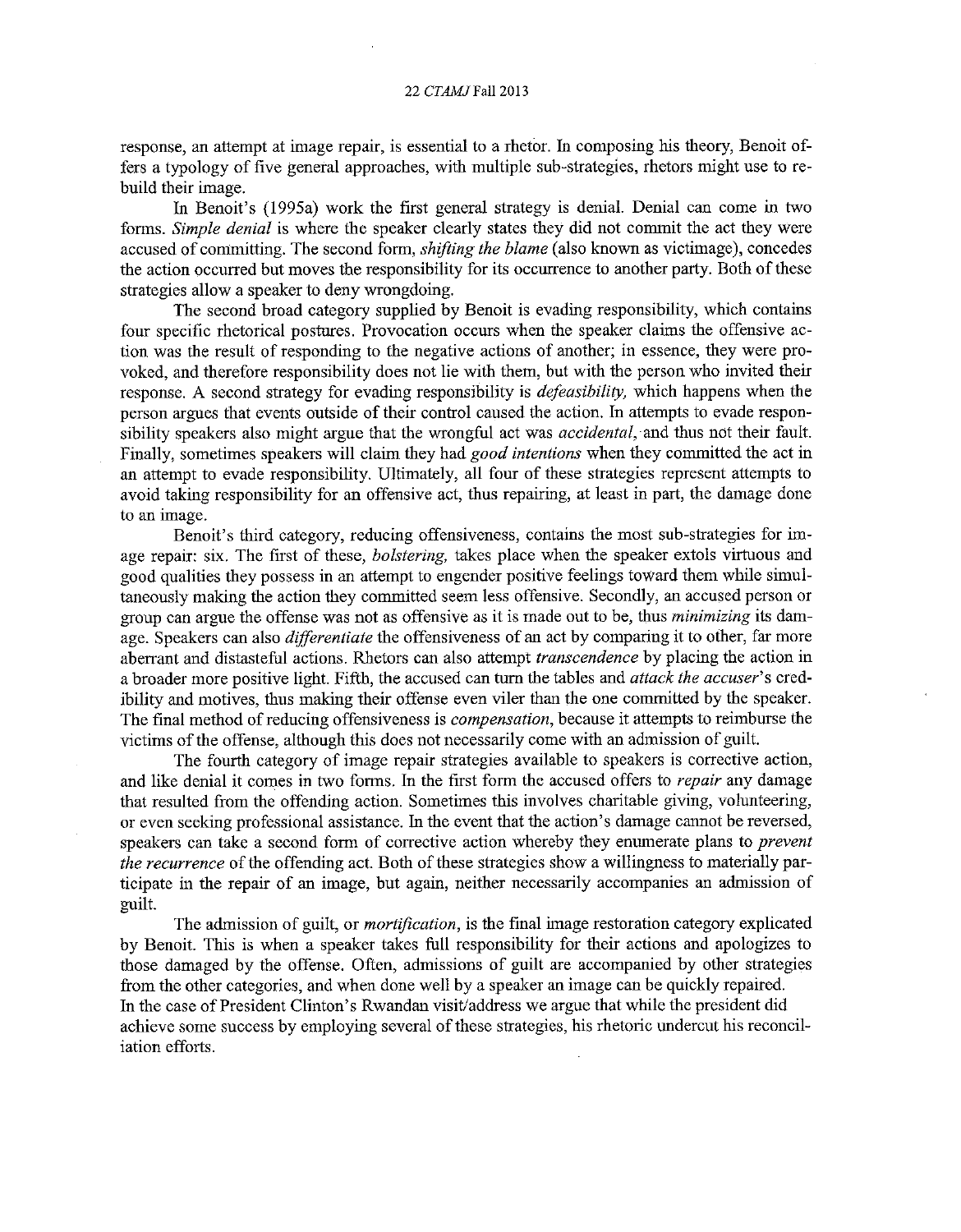response, an attempt at image repair, is essential to a rhetor. In composing his theory, Benoit offers a typology of five general approaches, with multiple sub-strategies, rhetors might use to rebuild their image.

In Benoit's (1995a) work the first general strategy is denial. Denial can come in two forms. *Simple denial* is where the speaker clearly states they did not commit the act they were accused of committing. The second form, *shifting the blame* (also known as victimage), concedes the action occurred but moves the responsibility for its occurrence to another party. Both of these strategies allow a speaker to deny wrongdoing.

The second broad category supplied by Benoit is evading responsibility, which contains four specific rhetorical postures. Provocation occurs when the speaker claims the offensive action was the result of responding to the negative actions of another; in essence, they were provoked, and therefore responsibility does not lie with them, but with the person who invited their response. A second strategy for evading responsibility is *defeasibility,* which happens when the person argues that events outside of their control caused the action. In attempts to evade responsibility speakers also might argue that the wrongful act was *accidental,* and thus not their fault. Finally, sometimes speakers will claim they had *good intentions* when they committed the act in an attempt to evade responsibility. Ultimately, all four of these strategies represent attempts to avoid taking responsibility for an offensive act, thus repairing, at least in part, the damage done to an image.

Benoit's third category, reducing offensiveness, contains the most sub-strategies for image repair: six. The first of these, *bolstering,* takes place when the speaker extols virtuous and good qualities they possess in an attempt to engender positive feelings toward them while simultaneously making the action they committed seem less offensive. Secondly, an accused person or group can argue the offense was not as offensive as it is made out to be, thus *minimizing* its damage. Speakers can also *differentiate* the offensiveness of an act by comparing it to other, far more aberrant and distasteful actions. Rhetors can also attempt *transcendence* by placing the action in a broader more positive light. Fifth, the accused can turn the tables and *attack the accuser*'s credibility and motives, thus making their offense even viler than the one committed by the speaker. The final method of reducing offensiveness is *compensation*, because it attempts to reimburse the victims of the offense, although this does not necessarily come with an admission of guilt.

The fourth category of image repair strategies available to speakers is corrective action, and like denial it comes in two forms. In the first form the accused offers to *repair* any damage that resulted from the offending action. Sometimes this involves charitable giving, volunteering, or even seeking professional assistance. In the event that the action's damage cannot be reversed, speakers can take a second form of corrective action whereby they enumerate plans to *prevent the recurrence* of the offending act. Both of these strategies show a willingness to materially participate in the repair of an image, but again, neither necessarily accompanies an admission of guilt.

The admission of guilt, or *mortification*, is the final image restoration category explicated by Benoit. This is when a speaker takes full responsibility for their actions and apologizes to those damaged by the offense. Often, admissions of guilt are accompanied by other strategies from the other categories, and when done well by a speaker an image can be quickly repaired. In the case of President Clinton's Rwandan visit/address we argue that while the president did achieve some success by employing several of these strategies, his rhetoric undercut his reconciliation efforts.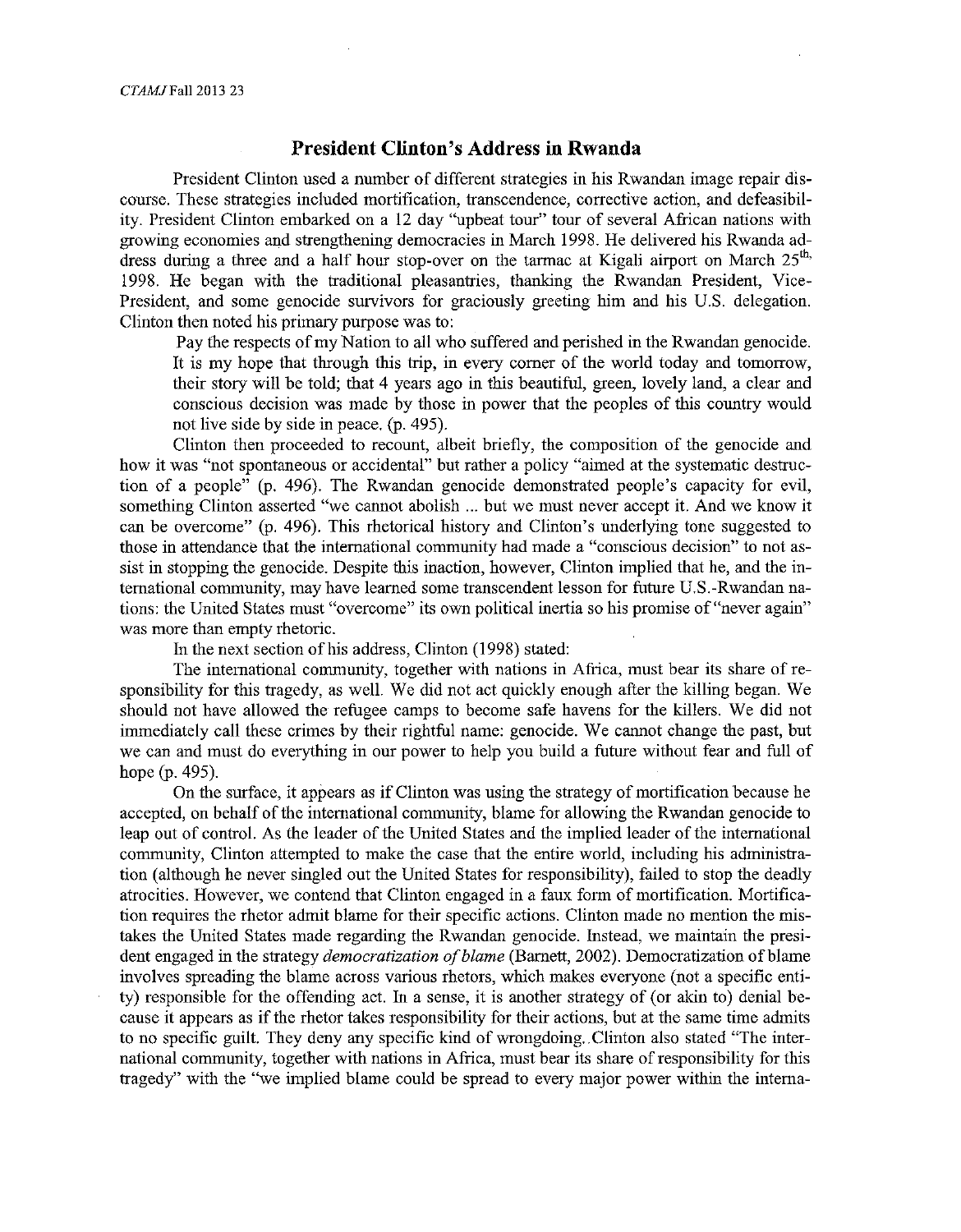## President Clinton's Address in Rwanda

President Clinton used a number of different strategies in his Rwandan image repair discourse. These strategies included mortification, transcendence, corrective action, and defeasibility. President Clinton embarked on a 12 day "upbeat tour" tour of several African nations with growing economies and strengthening democracies in March 1998. He delivered his Rwanda address during a three and a half hour stop-over on the tarmac at Kigali airport on March 25th, 1998. He began with the traditional pleasantries, thanking the Rwandan President, Vice-President, and some genocide survivors for graciously greeting him and his U.S. delegation. Clinton then noted his primary purpose was to:

> Pay the respects of my Nation to all who suffered and perished in the Rwandan genocide. It is my hope that through this trip, in every corner of the world today and tomorrow, their story will be told; that 4 years ago in this beautiful, green, lovely land, a clear and conscious decision was made by those in power that the peoples of this country would not live side by side in peace. (p. 495).

Clinton then proceeded to recount, albeit briefly, the composition of the genocide and how it was "not spontaneous or accidental" but rather a policy "aimed at the systematic destruction of a people" (p. 496). The Rwandan genocide demonstrated people's capacity for evil, something Clinton asserted "we cannot abolish ... but we must never accept it. And we know it can be overcome" (p. 496). This rhetorical history and Clinton's underlying tone suggested to those in attendance that the international community had made a "conscious decision" to not assist in stopping the genocide. Despite this inaction, however, Clinton implied that he, and the international community, may have learned some transcendent lesson for future U.S.-Rwandan nations: the United States must "overcome" its own political inertia so his promise of "never again" was more than empty rhetoric.

In the next section of his address, Clinton (1998) stated:

> The international community, together with nations in Africa, must bear its share of responsibility for this tragedy, as well. We did not act quickly enough after the killing began. We should not have allowed the refugee camps to become safe havens for the killers. We did not immediately call these crimes by their rightful name: genocide. We cannot change the past, but we can and must do everything in our power to help you build a future without fear and full of hope (p. 495).

On the surface, it appears as if Clinton was using the strategy of mortification because he accepted, on behalf of the international community, blame for allowing the Rwandan genocide to leap out of control. As the leader of the United States and the implied leader of the international community, Clinton attempted to make the case that the entire world, including his administration (although he never singled out the United States for responsibility), failed to stop the deadly atrocities. However, we contend that Clinton engaged in a faux form of mortification. Mortification requires the rhetor admit blame for their specific actions. Clinton made no mention the mistakes the United States made regarding the Rwandan genocide. Instead, we maintain the president engaged in the strategy *democratization of blame* (Barnett, 2002). Democratization of blame involves spreading the blame across various rhetors, which makes everyone (not a specific entity) responsible for the offending act. In a sense, it is another strategy of (or akin to) denial because it appears as if the rhetor takes responsibility for their actions, but at the same time admits to no specific guilt. They deny any specific kind of wrongdoing. Clinton also stated "The international community, together with nations in Africa, must bear its share of responsibility for this tragedy" with the "we implied blame could be spread to every major power within the interna-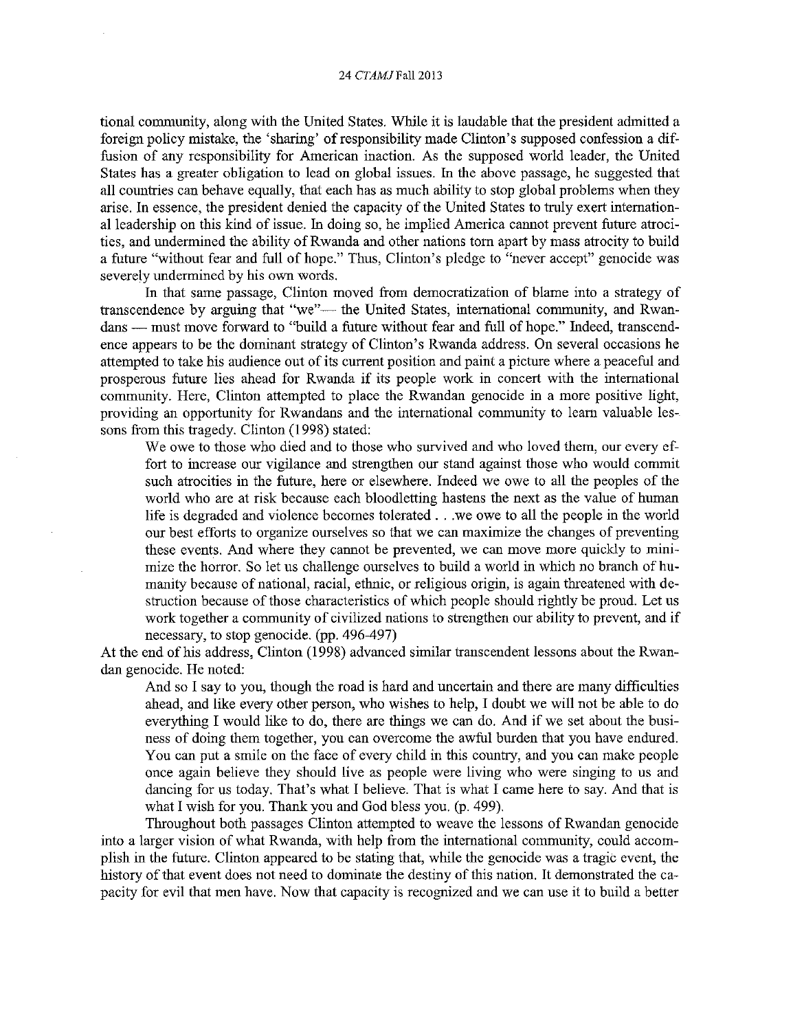tional community, along with the United States. While it is laudable that the president admitted a foreign policy mistake, the 'sharing' of responsibility made Clinton's supposed confession a diffusion of any responsibility for American inaction. As the supposed world leader, the United States has a greater obligation to lead on global issues. In the above passage, he suggested that all countries can behave equally, that each has as much ability to stop global problems when they arise. In essence, the president denied the capacity of the United States to truly exert international leadership on this kind of issue. In doing so, he implied America cannot prevent future atrocities, and undermined the ability of Rwanda and other nations torn apart by mass atrocity to build a future "without fear and full of hope." Thus, Clinton's pledge to "never accept" genocide was severely undermined by his own words.

In that same passage, Clinton moved from democratization of blame into a strategy of transcendence by arguing that "we"— the United States, international community, and Rwandans — must move forward to "build a future without fear and full of hope." Indeed, transcendence appears to be the dominant strategy of Clinton's Rwanda address. On several occasions he attempted to take his audience out of its current position and paint a picture where a peaceful and prosperous future lies ahead for Rwanda if its people work in concert with the international community. Here, Clinton attempted to place the Rwandan genocide in a more positive light, providing an opportunity for Rwandans and the international community to learn valuable lessons from this tragedy. Clinton (1998) stated:

> We owe to those who died and to those who survived and who loved them, our every effort to increase our vigilance and strengthen our stand against those who would commit such atrocities in the future, here or elsewhere. Indeed we owe to all the peoples of the world who are at risk because each bloodletting hastens the next as the value of human life is degraded and violence becomes tolerated . . .we owe to all the people in the world our best efforts to organize ourselves so that we can maximize the changes of preventing these events. And where they cannot be prevented, we can move more quickly to minimize the horror. So let us challenge ourselves to build a world in which no branch of humanity because of national, racial, ethnic, or religious origin, is again threatened with destruction because of those characteristics of which people should rightly be proud. Let us work together a community of civilized nations to strengthen our ability to prevent, and if necessary, to stop genocide. (pp. 496-497)

At the end of his address, Clinton (1998) advanced similar transcendent lessons about the Rwandan genocide. He noted:

> And so I say to you, though the road is hard and uncertain and there are many difficulties ahead, and like every other person, who wishes to help, I doubt we will not be able to do everything I would like to do, there are things we can do. And if we set about the business of doing them together, you can overcome the awful burden that you have endured. You can put a smile on the face of every child in this country, and you can make people once again believe they should live as people were living who were singing to us and dancing for us today. That's what I believe. That is what I came here to say. And that is what I wish for you. Thank you and God bless you. (p. 499).

Throughout both passages Clinton attempted to weave the lessons of Rwandan genocide into a larger vision of what Rwanda, with help from the international community, could accomplish in the future. Clinton appeared to be stating that, while the genocide was a tragic event, the history of that event does not need to dominate the destiny of this nation. It demonstrated the capacity for evil that men have. Now that capacity is recognized and we can use it to build a better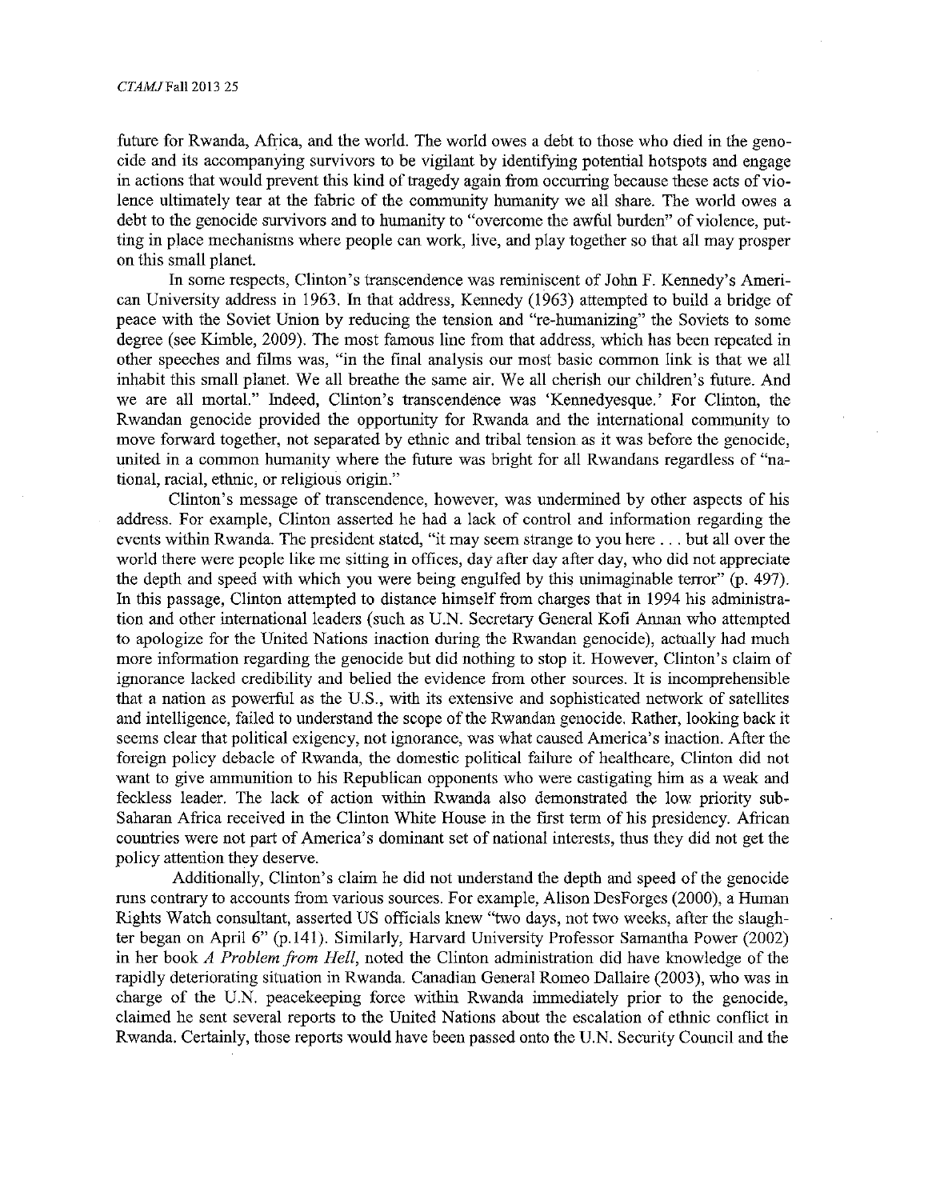future for Rwanda, Africa, and the world. The world owes a debt to those who died in the genocide and its accompanying survivors to be vigilant by identifying potential hotspots and engage in actions that would prevent this kind of tragedy again from occurring because these acts of violence ultimately tear at the fabric of the community humanity we all share. The world owes a debt to the genocide survivors and to humanity to "overcome the awful burden" of violence, putting in place mechanisms where people can work, live, and play together so that all may prosper on this small planet.

In some respects, Clinton's transcendence was reminiscent of John F. Kennedy's American University address in 1963. In that address, Kennedy (1963) attempted to build a bridge of peace with the Soviet Union by reducing the tension and "re-humanizing" the Soviets to some degree (see Kimble, 2009). The most famous line from that address, which has been repeated in other speeches and films was, "in the final analysis our most basic common link is that we all inhabit this small planet. We all breathe the same air. We all cherish our children's future. And we are all mortal." Indeed, Clinton's transcendence was 'Kennedyesque.' For Clinton, the Rwandan genocide provided the opportunity for Rwanda and the international community to move forward together, not separated by ethnic and tribal tension as it was before the genocide, united in a common humanity where the future was bright for all Rwandans regardless of "national, racial, ethnic, or religious origin."

Clinton's message of transcendence, however, was undermined by other aspects of his address. For example, Clinton asserted he had a lack of control and information regarding the events within Rwanda. The president stated, "it may seem strange to you here . . . but all over the world there were people like me sitting in offices, day after day after day, who did not appreciate the depth and speed with which you were being engulfed by this unimaginable terror" (p. 497). In this passage, Clinton attempted to distance himself from charges that in 1994 his administration and other international leaders (such as U.N. Secretary General Kofi Annan who attempted to apologize for the United Nations inaction during the Rwandan genocide), actually had much more information regarding the genocide but did nothing to stop it. However, Clinton's claim of ignorance lacked credibility and belied the evidence from other sources. It is incomprehensible that a nation as powerful as the U.S., with its extensive and sophisticated network of satellites and intelligence, failed to understand the scope of the Rwandan genocide. Rather, looking back it seems clear that political exigency, not ignorance, was what caused America's inaction. After the foreign policy debacle of Rwanda, the domestic political failure of healthcare, Clinton did not want to give ammunition to his Republican opponents who were castigating him as a weak and feckless leader. The lack of action within Rwanda also demonstrated the low priority sub-Saharan Africa received in the Clinton White House in the first term of his presidency. African countries were not part of America's dominant set of national interests, thus they did not get the policy attention they deserve.

Additionally, Clinton's claim he did not understand the depth and speed of the genocide runs contrary to accounts from various sources. For example, Alison DesForges (2000), a Human Rights Watch consultant, asserted US officials knew "two days, not two weeks, after the slaughter began on April 6" (p.141). Similarly, Harvard University Professor Samantha Power (2002) in her book *A Problem from Hell*, noted the Clinton administration did have knowledge of the rapidly deteriorating situation in Rwanda. Canadian General Romeo Dallaire (2003), who was in charge of the U.N. peacekeeping force within Rwanda immediately prior to the genocide, claimed he sent several reports to the United Nations about the escalation of ethnic conflict in Rwanda. Certainly, those reports would have been passed onto the U.N. Security Council and the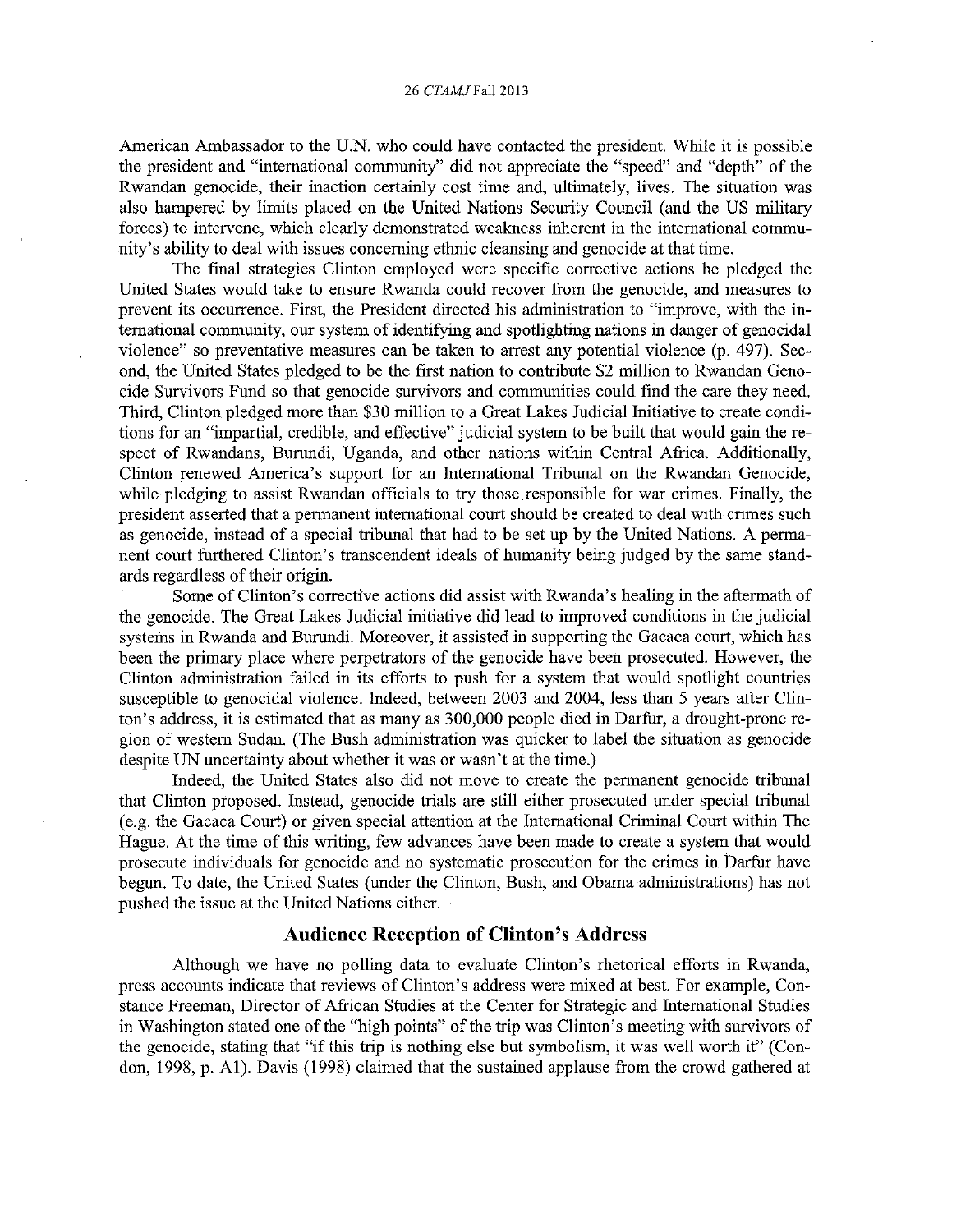American Ambassador to the U.N. who could have contacted the president. While it is possible the president and "international community" did not appreciate the "speed" and "depth" of the Rwandan genocide, their inaction certainly cost time and, ultimately, lives. The situation was also hampered by limits placed on the United Nations Security Council (and the US military forces) to intervene, which clearly demonstrated weakness inherent in the international community's ability to deal with issues concerning ethnic cleansing and genocide at that time.

The final strategies Clinton employed were specific corrective actions he pledged the United States would take to ensure Rwanda could recover from the genocide, and measures to prevent its occurrence. First, the President directed his administration to "improve, with the international community, our system of identifying and spotlighting nations in danger of genocidal violence" so preventative measures can be taken to arrest any potential violence (p. 497). Second, the United States pledged to be the first nation to contribute $2 million to Rwandan Genocide Survivors Fund so that genocide survivors and communities could find the care they need. Third, Clinton pledged more than $30 million to a Great Lakes Judicial Initiative to create conditions for an "impartial, credible, and effective" judicial system to be built that would gain the respect of Rwandans, Burundi, Uganda, and other nations within Central Africa. Additionally, Clinton renewed America's support for an International Tribunal on the Rwandan Genocide, while pledging to assist Rwandan officials to try those responsible for war crimes. Finally, the president asserted that a permanent international court should be created to deal with crimes such as genocide, instead of a special tribunal that had to be set up by the United Nations. A permanent court furthered Clinton's transcendent ideals of humanity being judged by the same standards regardless of their origin.

Some of Clinton's corrective actions did assist with Rwanda's healing in the aftermath of the genocide. The Great Lakes Judicial initiative did lead to improved conditions in the judicial systems in Rwanda and Burundi. Moreover, it assisted in supporting the Gacaca court, which has been the primary place where perpetrators of the genocide have been prosecuted. However, the Clinton administration failed in its efforts to push for a system that would spotlight countries susceptible to genocidal violence. Indeed, between 2003 and 2004, less than 5 years after Clinton's address, it is estimated that as many as 300,000 people died in Darfur, a drought-prone region of western Sudan. (The Bush administration was quicker to label the situation as genocide despite UN uncertainty about whether it was or wasn't at the time.)

Indeed, the United States also did not move to create the permanent genocide tribunal that Clinton proposed. Instead, genocide trials are still either prosecuted under special tribunal (e.g. the Gacaca Court) or given special attention at the International Criminal Court within The Hague. At the time of this writing, few advances have been made to create a system that would prosecute individuals for genocide and no systematic prosecution for the crimes in Darfur have begun. To date, the United States (under the Clinton, Bush, and Obama administrations) has not pushed the issue at the United Nations either.

## Audience Reception of Clinton's Address

Although we have no polling data to evaluate Clinton's rhetorical efforts in Rwanda, press accounts indicate that reviews of Clinton's address were mixed at best. For example, Constance Freeman, Director of African Studies at the Center for Strategic and International Studies in Washington stated one of the "high points" of the trip was Clinton's meeting with survivors of the genocide, stating that "if this trip is nothing else but symbolism, it was well worth it" (Condon, 1998, p. A1). Davis (1998) claimed that the sustained applause from the crowd gathered at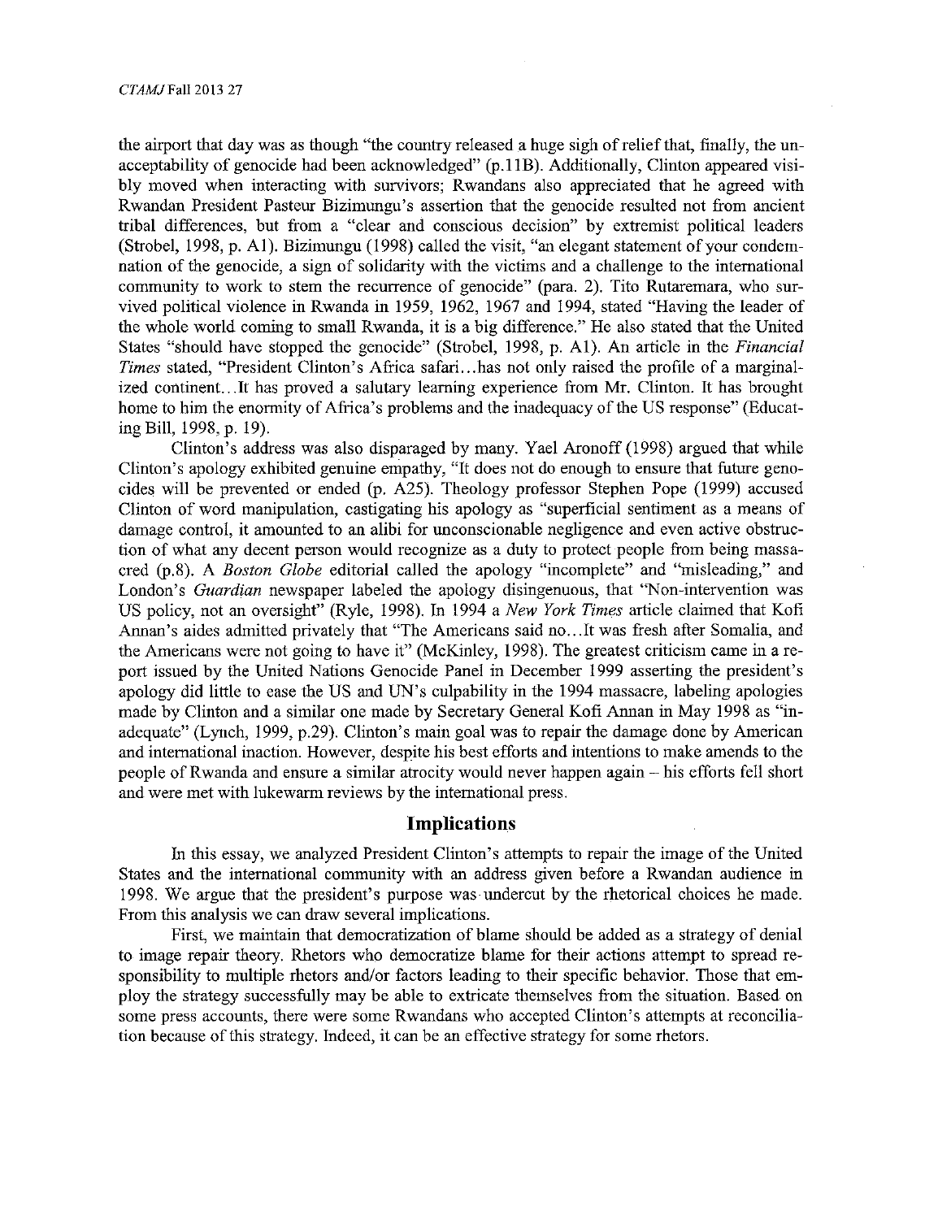the airport that day was as though "the country released a huge sigh of relief that, finally, the unacceptability of genocide had been acknowledged" (p.11B). Additionally, Clinton appeared visibly moved when interacting with survivors; Rwandans also appreciated that he agreed with Rwandan President Pasteur Bizimungu's assertion that the genocide resulted not from ancient tribal differences, but from a "clear and conscious decision" by extremist political leaders (Strobel, 1998, p. A1). Bizimungu (1998) called the visit, "an elegant statement of your condemnation of the genocide, a sign of solidarity with the victims and a challenge to the international community to work to stem the recurrence of genocide" (para. 2). Tito Rutaremara, who survived political violence in Rwanda in 1959, 1962, 1967 and 1994, stated "Having the leader of the whole world coming to small Rwanda, it is a big difference." He also stated that the United States "should have stopped the genocide" (Strobel, 1998, p. A1). An article in the *Financial Times* stated, "President Clinton's Africa safari…has not only raised the profile of a marginalized continent…It has proved a salutary learning experience from Mr. Clinton. It has brought home to him the enormity of Africa's problems and the inadequacy of the US response" (Educating Bill, 1998, p. 19).

Clinton's address was also disparaged by many. Yael Aronoff (1998) argued that while Clinton's apology exhibited genuine empathy, "It does not do enough to ensure that future genocides will be prevented or ended (p. A25). Theology professor Stephen Pope (1999) accused Clinton of word manipulation, castigating his apology as "superficial sentiment as a means of damage control, it amounted to an alibi for unconscionable negligence and even active obstruction of what any decent person would recognize as a duty to protect people from being massacred (p.8). A *Boston Globe* editorial called the apology "incomplete" and "misleading," and London's *Guardian* newspaper labeled the apology disingenuous, that "Non-intervention was US policy, not an oversight" (Ryle, 1998). In 1994 a *New York Times* article claimed that Kofi Annan's aides admitted privately that "The Americans said no…It was fresh after Somalia, and the Americans were not going to have it" (McKinley, 1998). The greatest criticism came in a report issued by the United Nations Genocide Panel in December 1999 asserting the president's apology did little to ease the US and UN's culpability in the 1994 massacre, labeling apologies made by Clinton and a similar one made by Secretary General Kofi Annan in May 1998 as "inadequate" (Lynch, 1999, p.29). Clinton's main goal was to repair the damage done by American and international inaction. However, despite his best efforts and intentions to make amends to the people of Rwanda and ensure a similar atrocity would never happen again – his efforts fell short and were met with lukewarm reviews by the international press.

## Implications

In this essay, we analyzed President Clinton's attempts to repair the image of the United States and the international community with an address given before a Rwandan audience in 1998. We argue that the president's purpose was undercut by the rhetorical choices he made. From this analysis we can draw several implications.

First, we maintain that democratization of blame should be added as a strategy of denial to image repair theory. Rhetors who democratize blame for their actions attempt to spread responsibility to multiple rhetors and/or factors leading to their specific behavior. Those that employ the strategy successfully may be able to extricate themselves from the situation. Based on some press accounts, there were some Rwandans who accepted Clinton's attempts at reconciliation because of this strategy. Indeed, it can be an effective strategy for some rhetors.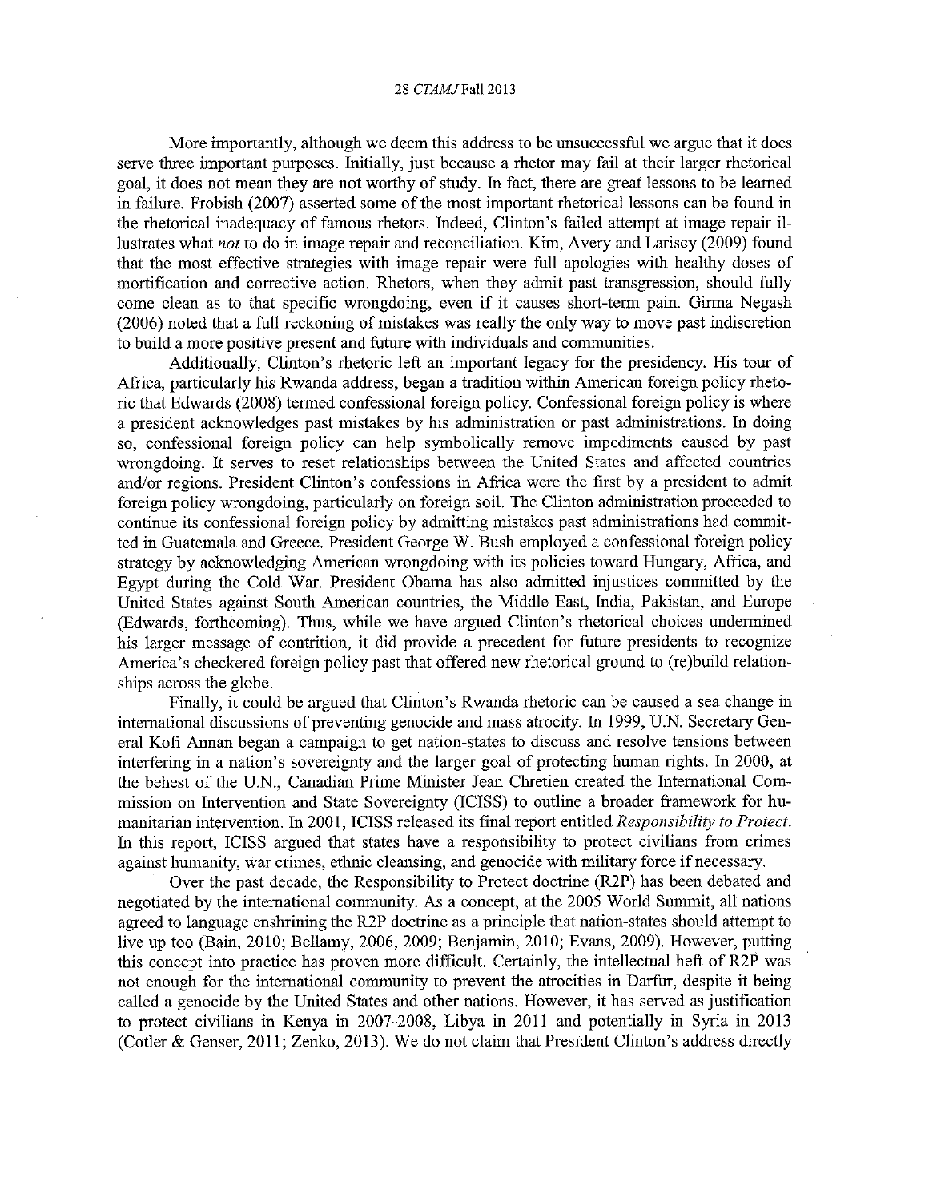More importantly, although we deem this address to be unsuccessful we argue that it does serve three important purposes. Initially, just because a rhetor may fail at their larger rhetorical goal, it does not mean they are not worthy of study. In fact, there are great lessons to be learned in failure. Frobish (2007) asserted some of the most important rhetorical lessons can be found in the rhetorical inadequacy of famous rhetors. Indeed, Clinton's failed attempt at image repair illustrates what *not* to do in image repair and reconciliation. Kim, Avery and Lariscy (2009) found that the most effective strategies with image repair were full apologies with healthy doses of mortification and corrective action. Rhetors, when they admit past transgression, should fully come clean as to that specific wrongdoing, even if it causes short-term pain. Girma Negash (2006) noted that a full reckoning of mistakes was really the only way to move past indiscretion to build a more positive present and future with individuals and communities.

Additionally, Clinton's rhetoric left an important legacy for the presidency. His tour of Africa, particularly his Rwanda address, began a tradition within American foreign policy rhetoric that Edwards (2008) termed confessional foreign policy. Confessional foreign policy is where a president acknowledges past mistakes by his administration or past administrations. In doing so, confessional foreign policy can help symbolically remove impediments caused by past wrongdoing. It serves to reset relationships between the United States and affected countries and/or regions. President Clinton's confessions in Africa were the first by a president to admit foreign policy wrongdoing, particularly on foreign soil. The Clinton administration proceeded to continue its confessional foreign policy by admitting mistakes past administrations had committed in Guatemala and Greece. President George W. Bush employed a confessional foreign policy strategy by acknowledging American wrongdoing with its policies toward Hungary, Africa, and Egypt during the Cold War. President Obama has also admitted injustices committed by the United States against South American countries, the Middle East, India, Pakistan, and Europe (Edwards, forthcoming). Thus, while we have argued Clinton's rhetorical choices undermined his larger message of contrition, it did provide a precedent for future presidents to recognize America's checkered foreign policy past that offered new rhetorical ground to (re)build relationships across the globe.

Finally, it could be argued that Clinton's Rwanda rhetoric can be caused a sea change in international discussions of preventing genocide and mass atrocity. In 1999, U.N. Secretary General Kofi Annan began a campaign to get nation-states to discuss and resolve tensions between interfering in a nation's sovereignty and the larger goal of protecting human rights. In 2000, at the behest of the U.N., Canadian Prime Minister Jean Chretien created the International Commission on Intervention and State Sovereignty (ICISS) to outline a broader framework for humanitarian intervention. In 2001, ICISS released its final report entitled *Responsibility to Protect*. In this report, ICISS argued that states have a responsibility to protect civilians from crimes against humanity, war crimes, ethnic cleansing, and genocide with military force if necessary.

Over the past decade, the Responsibility to Protect doctrine (R2P) has been debated and negotiated by the international community. As a concept, at the 2005 World Summit, all nations agreed to language enshrining the R2P doctrine as a principle that nation-states should attempt to live up too (Bain, 2010; Bellamy, 2006, 2009; Benjamin, 2010; Evans, 2009). However, putting this concept into practice has proven more difficult. Certainly, the intellectual heft of R2P was not enough for the international community to prevent the atrocities in Darfur, despite it being called a genocide by the United States and other nations. However, it has served as justification to protect civilians in Kenya in 2007-2008, Libya in 2011 and potentially in Syria in 2013 (Cotler & Genser, 2011; Zenko, 2013). We do not claim that President Clinton's address directly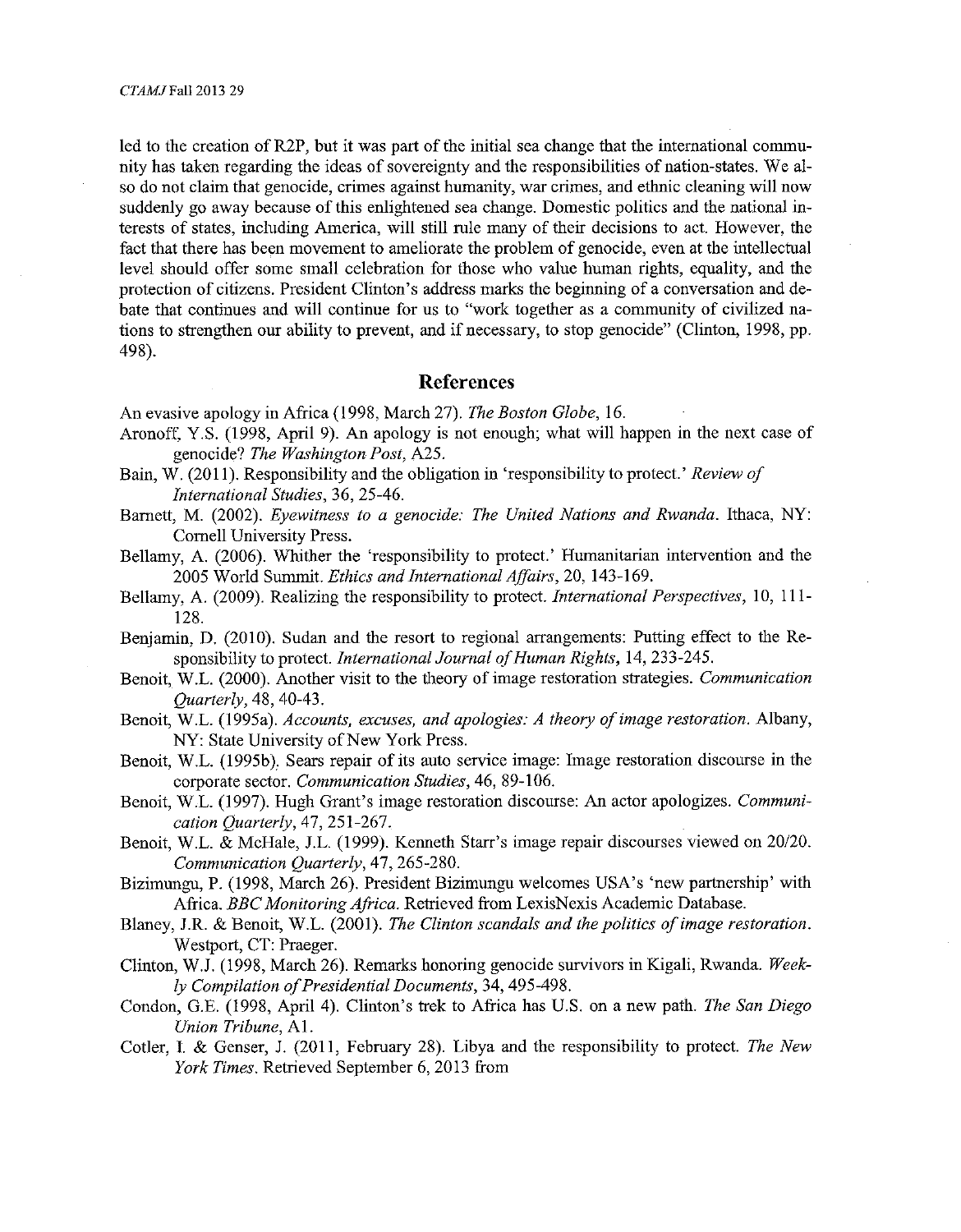led to the creation of R2P, but it was part of the initial sea change that the international community has taken regarding the ideas of sovereignty and the responsibilities of nation-states. We also do not claim that genocide, crimes against humanity, war crimes, and ethnic cleaning will now suddenly go away because of this enlightened sea change. Domestic politics and the national interests of states, including America, will still rule many of their decisions to act. However, the fact that there has been movement to ameliorate the problem of genocide, even at the intellectual level should offer some small celebration for those who value human rights, equality, and the protection of citizens. President Clinton's address marks the beginning of a conversation and debate that continues and will continue for us to "work together as a community of civilized nations to strengthen our ability to prevent, and if necessary, to stop genocide" (Clinton, 1998, pp. 498).

## References

An evasive apology in Africa (1998, March 27). *The Boston Globe*, 16.

Aronoff, Y.S. (1998, April 9). An apology is not enough; what will happen in the next case of genocide? *The Washington Post*, A25.

Bain, W. (2011). Responsibility and the obligation in 'responsibility to protect.' *Review of International Studies*, 36, 25-46.

Barnett, M. (2002). *Eyewitness to a genocide: The United Nations and Rwanda*. Ithaca, NY: Cornell University Press.

Bellamy, A. (2006). Whither the 'responsibility to protect.' Humanitarian intervention and the 2005 World Summit. *Ethics and International Affairs*, 20, 143-169.

Bellamy, A. (2009). Realizing the responsibility to protect. *International Perspectives*, 10, 111-128.

Benjamin, D. (2010). Sudan and the resort to regional arrangements: Putting effect to the Responsibility to protect. *International Journal of Human Rights*, 14, 233-245.

Benoit, W.L. (2000). Another visit to the theory of image restoration strategies. *Communication Quarterly*, 48, 40-43.

Benoit, W.L. (1995a). *Accounts, excuses, and apologies: A theory of image restoration*. Albany, NY: State University of New York Press.

Benoit, W.L. (1995b). Sears repair of its auto service image: Image restoration discourse in the corporate sector. *Communication Studies*, 46, 89-106.

Benoit, W.L. (1997). Hugh Grant's image restoration discourse: An actor apologizes. *Communication Quarterly*, 47, 251-267.

Benoit, W.L. & McHale, J.L. (1999). Kenneth Starr's image repair discourses viewed on 20/20. *Communication Quarterly*, 47, 265-280.

Bizimungu, P. (1998, March 26). President Bizimungu welcomes USA's 'new partnership' with Africa. *BBC Monitoring Africa*. Retrieved from LexisNexis Academic Database.

Blaney, J.R. & Benoit, W.L. (2001). *The Clinton scandals and the politics of image restoration*. Westport, CT: Praeger.

Clinton, W.J. (1998, March 26). Remarks honoring genocide survivors in Kigali, Rwanda. *Weekly Compilation of Presidential Documents*, 34, 495-498.

Condon, G.E. (1998, April 4). Clinton's trek to Africa has U.S. on a new path. *The San Diego Union Tribune*, A1.

Cotler, I. & Genser, J. (2011, February 28). Libya and the responsibility to protect. *The New York Times*. Retrieved September 6, 2013 from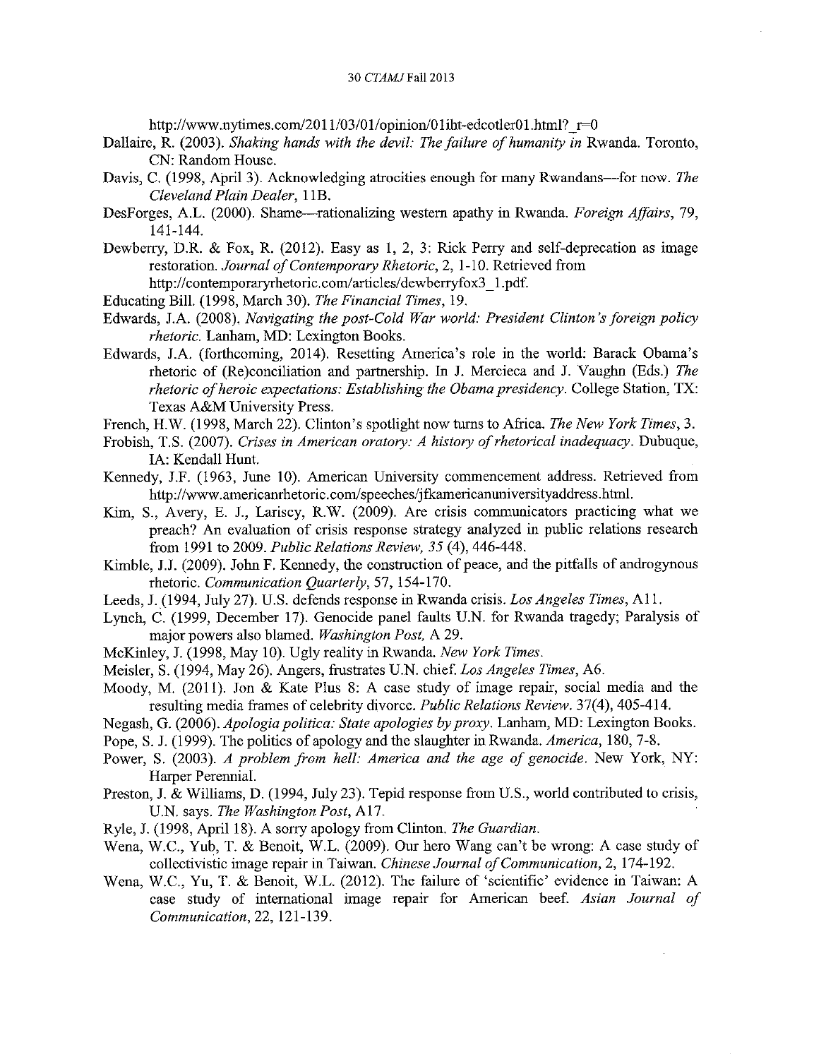http://www.nytimes.com/2011/03/01/opinion/01iht-edcotler01.html?_r=0

Dallaire, R. (2003). *Shaking hands with the devil: The failure of humanity in* Rwanda. Toronto, CN: Random House.

Davis, C. (1998, April 3). Acknowledging atrocities enough for many Rwandans—for now. *The Cleveland Plain Dealer*, 11B.

DesForges, A.L. (2000). Shame—rationalizing western apathy in Rwanda. *Foreign Affairs*, 79, 141-144.

Dewberry, D.R. & Fox, R. (2012). Easy as 1, 2, 3: Rick Perry and self-deprecation as image restoration. *Journal of Contemporary Rhetoric*, 2, 1-10. Retrieved from http://contemporaryrhetoric.com/articles/dewberryfox3_1.pdf.

Educating Bill. (1998, March 30). *The Financial Times*, 19.

Edwards, J.A. (2008). *Navigating the post-Cold War world: President Clinton's foreign policy rhetoric.* Lanham, MD: Lexington Books.

Edwards, J.A. (forthcoming, 2014). Resetting America's role in the world: Barack Obama's rhetoric of (Re)conciliation and partnership. In J. Mercieca and J. Vaughn (Eds.) *The rhetoric of heroic expectations: Establishing the Obama presidency.* College Station, TX: Texas A&M University Press.

French, H.W. (1998, March 22). Clinton's spotlight now turns to Africa. *The New York Times*, 3.

Frobish, T.S. (2007). *Crises in American oratory: A history of rhetorical inadequacy.* Dubuque, IA: Kendall Hunt.

Kennedy, J.F. (1963, June 10). American University commencement address. Retrieved from http://www.americanrhetoric.com/speeches/jfkamericanuniversityaddress.html.

Kim, S., Avery, E. J., Lariscy, R.W. (2009). Are crisis communicators practicing what we preach? An evaluation of crisis response strategy analyzed in public relations research from 1991 to 2009. *Public Relations Review, 35* (4), 446-448.

Kimble, J.J. (2009). John F. Kennedy, the construction of peace, and the pitfalls of androgynous rhetoric. *Communication Quarterly*, 57, 154-170.

Leeds, J. (1994, July 27). U.S. defends response in Rwanda crisis. *Los Angeles Times*, A11.

Lynch, C. (1999, December 17). Genocide panel faults U.N. for Rwanda tragedy; Paralysis of major powers also blamed. *Washington Post,* A 29.

McKinley, J. (1998, May 10). Ugly reality in Rwanda. *New York Times.*

Meisler, S. (1994, May 26). Angers, frustrates U.N. chief. *Los Angeles Times*, A6.

Moody, M. (2011). Jon & Kate Plus 8: A case study of image repair, social media and the resulting media frames of celebrity divorce. *Public Relations Review*. 37(4), 405-414.

Negash, G. (2006). *Apologia politica: State apologies by proxy.* Lanham, MD: Lexington Books.

Pope, S. J. (1999). The politics of apology and the slaughter in Rwanda. *America*, 180, 7-8.

Power, S. (2003). *A problem from hell: America and the age of genocide.* New York, NY: Harper Perennial.

Preston, J. & Williams, D. (1994, July 23). Tepid response from U.S., world contributed to crisis, U.N. says. *The Washington Post*, A17.

Ryle, J. (1998, April 18). A sorry apology from Clinton. *The Guardian*.

Wena, W.C., Yub, T. & Benoit, W.L. (2009). Our hero Wang can't be wrong: A case study of collectivistic image repair in Taiwan. *Chinese Journal of Communication*, 2, 174-192.

Wena, W.C., Yu, T. & Benoit, W.L. (2012). The failure of 'scientific' evidence in Taiwan: A case study of international image repair for American beef. *Asian Journal of Communication*, 22, 121-139.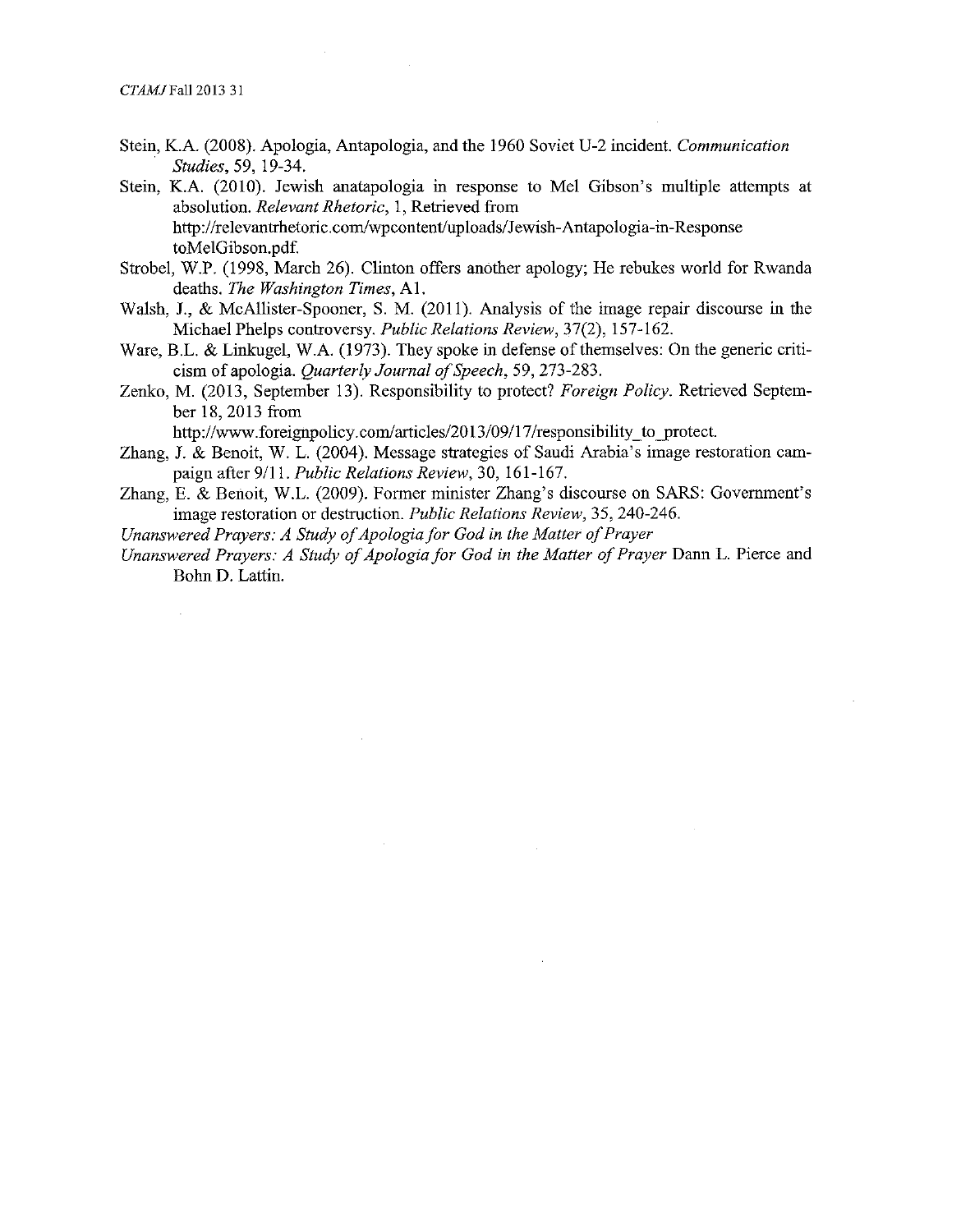Stein, K.A. (2008). Apologia, Antapologia, and the 1960 Soviet U-2 incident. *Communication Studies*, 59, 19-34.

Stein, K.A. (2010). Jewish anatapologia in response to Mel Gibson's multiple attempts at absolution. *Relevant Rhetoric*, 1, Retrieved from http://relevantrhetoric.com/wpcontent/uploads/Jewish-Antapologia-in-Response toMelGibson.pdf.

Strobel, W.P. (1998, March 26). Clinton offers another apology; He rebukes world for Rwanda deaths. *The Washington Times*, A1.

Walsh, J., & McAllister-Spooner, S. M. (2011). Analysis of the image repair discourse in the Michael Phelps controversy. *Public Relations Review*, 37(2), 157-162.

Ware, B.L. & Linkugel, W.A. (1973). They spoke in defense of themselves: On the generic criticism of apologia. *Quarterly Journal of Speech*, 59, 273-283.

Zenko, M. (2013, September 13). Responsibility to protect? *Foreign Policy*. Retrieved September 18, 2013 from http://www.foreignpolicy.com/articles/2013/09/17/responsibility_to_protect.

Zhang, J. & Benoit, W. L. (2004). Message strategies of Saudi Arabia's image restoration campaign after 9/11. *Public Relations Review*, 30, 161-167.

Zhang, E. & Benoit, W.L. (2009). Former minister Zhang's discourse on SARS: Government's image restoration or destruction. *Public Relations Review*, 35, 240-246.

*Unanswered Prayers: A Study of Apologia for God in the Matter of Prayer*

*Unanswered Prayers: A Study of Apologia for God in the Matter of Prayer* Dann L. Pierce and Bohn D. Lattin.